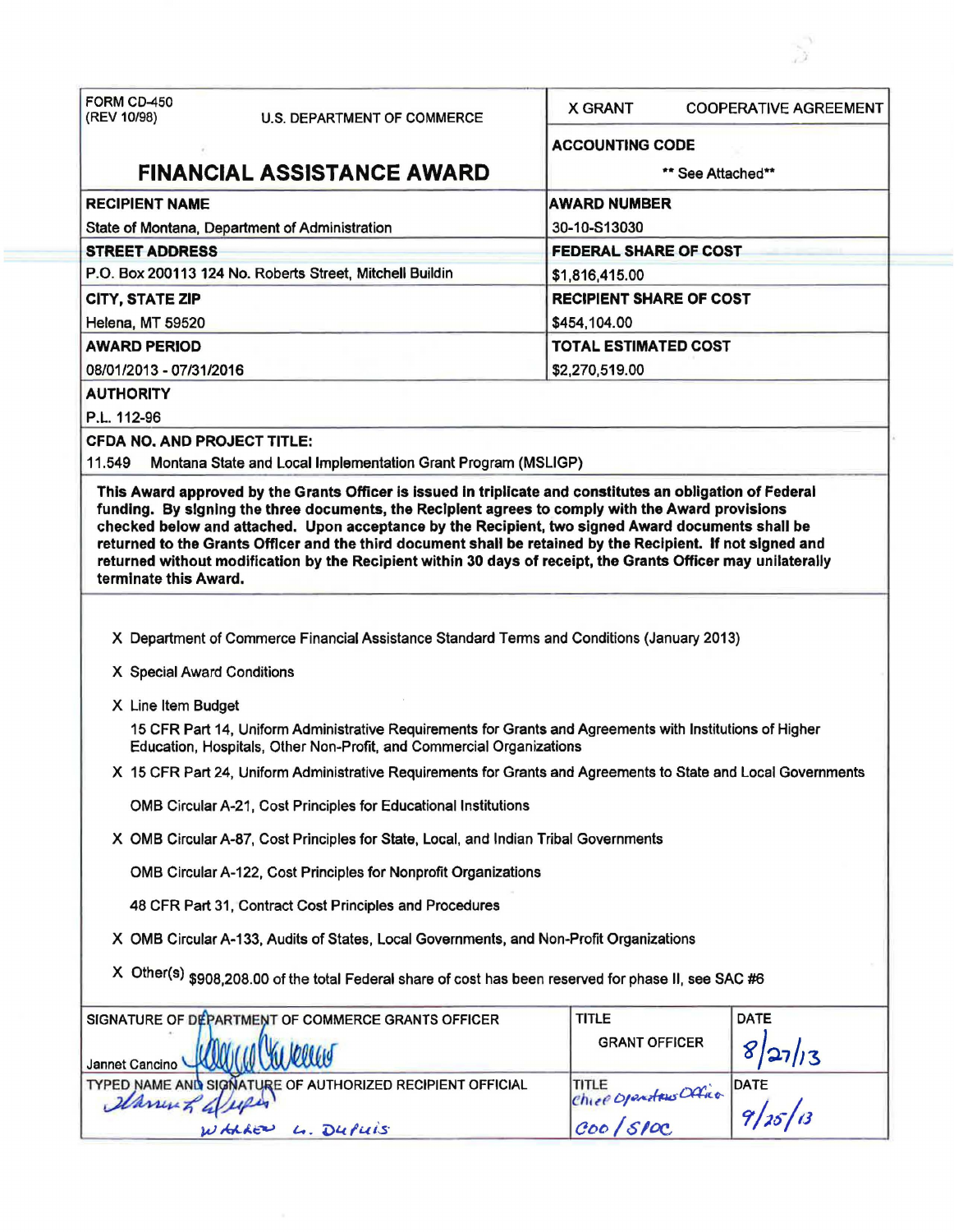| FORM CD-450 (REV 10/98) U.S. DEPARTMENT OF COMMERCE **FINANCIAL ASSISTANCE AWARD** | X GRANT   COOPERATIVE AGREEMENT |
|---|---|
| | **ACCOUNTING CODE** ** See Attached** |
| **RECIPIENT NAME** | **AWARD NUMBER** |
| State of Montana, Department of Administration | 30-10-S13030 |
| **STREET ADDRESS** | **FEDERAL SHARE OF COST** |
| P.O. Box 200113 124 No. Roberts Street, Mitchell Buildin | $1,816,415.00 |
| **CITY, STATE ZIP** | **RECIPIENT SHARE OF COST** |
| Helena, MT 59520 | $454,104.00 |
| **AWARD PERIOD** | **TOTAL ESTIMATED COST** |
| 08/01/2013 - 07/31/2016 | $2,270,519.00 |

**AUTHORITY**

P.L. 112-96

**CFDA NO. AND PROJECT TITLE:**

11.549 Montana State and Local Implementation Grant Program (MSLIGP)

**This Award approved by the Grants Officer is issued in triplicate and constitutes an obligation of Federal funding. By signing the three documents, the Recipient agrees to comply with the Award provisions checked below and attached. Upon acceptance by the Recipient, two signed Award documents shall be returned to the Grants Officer and the third document shall be retained by the Recipient. If not signed and returned without modification by the Recipient within 30 days of receipt, the Grants Officer may unilaterally terminate this Award.**

X Department of Commerce Financial Assistance Standard Terms and Conditions (January 2013)

X Special Award Conditions

X Line Item Budget

15 CFR Part 14, Uniform Administrative Requirements for Grants and Agreements with Institutions of Higher Education, Hospitals, Other Non-Profit, and Commercial Organizations

X 15 CFR Part 24, Uniform Administrative Requirements for Grants and Agreements to State and Local Governments

OMB Circular A-21, Cost Principles for Educational Institutions

X OMB Circular A-87, Cost Principles for State, Local, and Indian Tribal Governments

OMB Circular A-122, Cost Principles for Nonprofit Organizations

48 CFR Part 31, Contract Cost Principles and Procedures

X OMB Circular A-133, Audits of States, Local Governments, and Non-Profit Organizations

X Other(s) $908,208.00 of the total Federal share of cost has been reserved for phase II, see SAC #6

| SIGNATURE OF DEPARTMENT OF COMMERCE GRANTS OFFICER | TITLE | DATE |
|---|---|---|
| Jannet Cancino [signature] | GRANT OFFICER | 8/27/13 |
| TYPED NAME AND SIGNATURE OF AUTHORIZED RECIPIENT OFFICIAL | TITLE | DATE |
| [signature] WARREN L. DUPUIS | Chief Operations Officer COO / SPOC | 9/25/13 |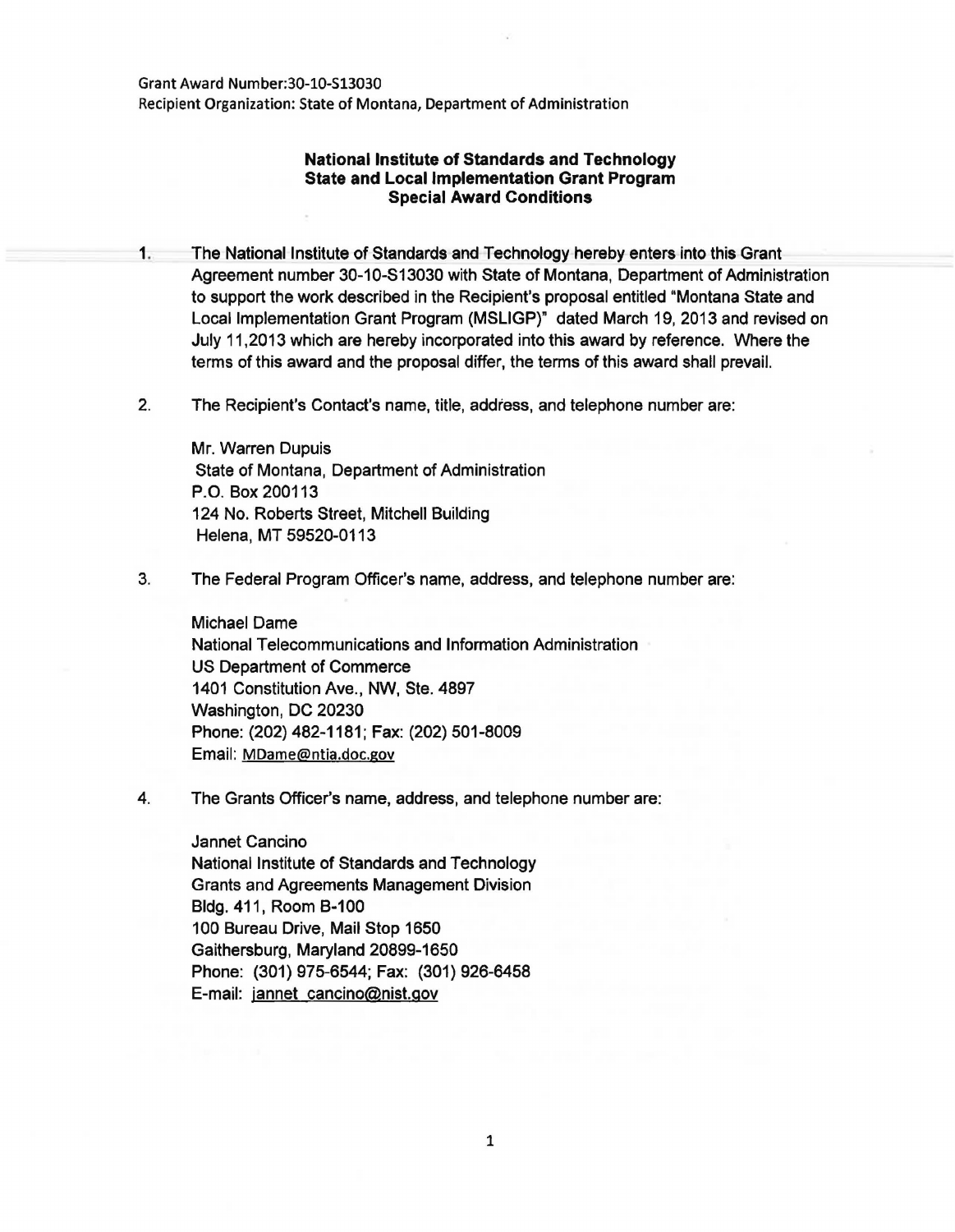Grant Award Number:30-10-S13030
Recipient Organization: State of Montana, Department of Administration

**National Institute of Standards and Technology**
**State and Local Implementation Grant Program**
**Special Award Conditions**

1. The National Institute of Standards and Technology hereby enters into this Grant Agreement number 30-10-S13030 with State of Montana, Department of Administration to support the work described in the Recipient's proposal entitled "Montana State and Local Implementation Grant Program (MSLIGP)" dated March 19, 2013 and revised on July 11,2013 which are hereby incorporated into this award by reference. Where the terms of this award and the proposal differ, the terms of this award shall prevail.

2. The Recipient's Contact's name, title, address, and telephone number are:

   Mr. Warren Dupuis
   State of Montana, Department of Administration
   P.O. Box 200113
   124 No. Roberts Street, Mitchell Building
   Helena, MT 59520-0113

3. The Federal Program Officer's name, address, and telephone number are:

   Michael Dame
   National Telecommunications and Information Administration
   US Department of Commerce
   1401 Constitution Ave., NW, Ste. 4897
   Washington, DC 20230
   Phone: (202) 482-1181; Fax: (202) 501-8009
   Email: MDame@ntia.doc.gov

4. The Grants Officer's name, address, and telephone number are:

   Jannet Cancino
   National Institute of Standards and Technology
   Grants and Agreements Management Division
   Bldg. 411, Room B-100
   100 Bureau Drive, Mail Stop 1650
   Gaithersburg, Maryland 20899-1650
   Phone: (301) 975-6544; Fax: (301) 926-6458
   E-mail: jannet_cancino@nist.gov